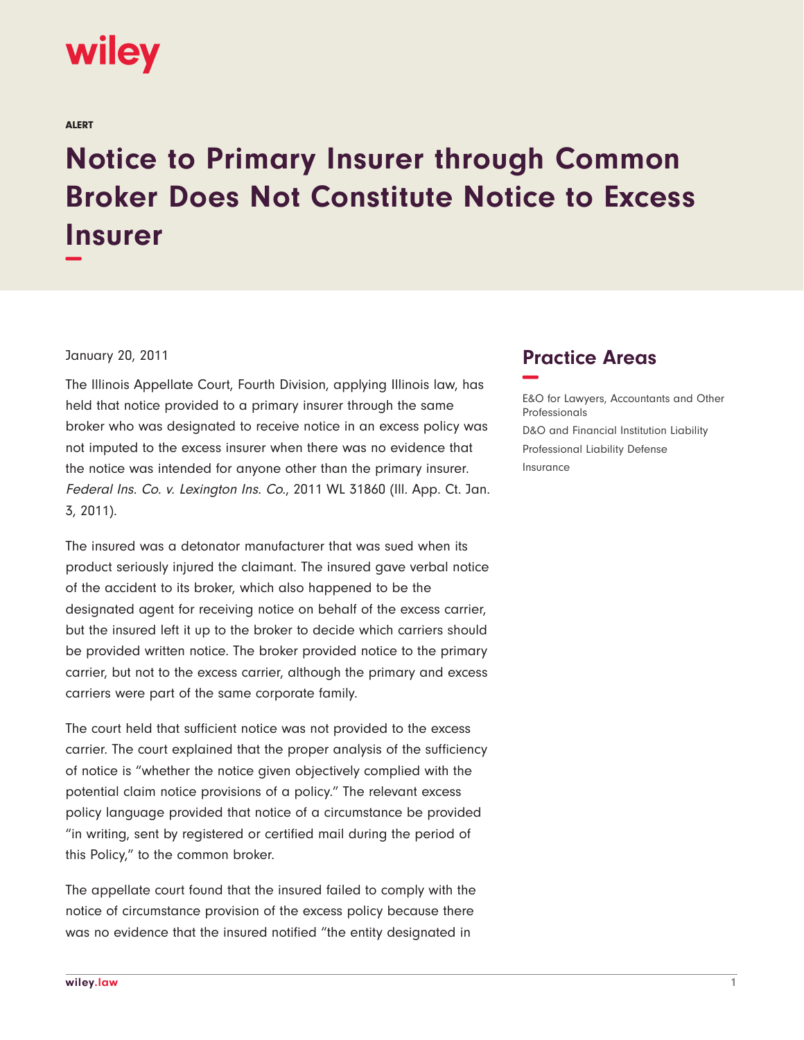wiley

ALERT

# Notice to Primary Insurer through Common Broker Does Not Constitute Notice to Excess Insurer

January 20, 2011

The Illinois Appellate Court, Fourth Division, applying Illinois law, has held that notice provided to a primary insurer through the same broker who was designated to receive notice in an excess policy was not imputed to the excess insurer when there was no evidence that the notice was intended for anyone other than the primary insurer. *Federal Ins. Co. v. Lexington Ins. Co.*, 2011 WL 31860 (Ill. App. Ct. Jan. 3, 2011).

The insured was a detonator manufacturer that was sued when its product seriously injured the claimant. The insured gave verbal notice of the accident to its broker, which also happened to be the designated agent for receiving notice on behalf of the excess carrier, but the insured left it up to the broker to decide which carriers should be provided written notice. The broker provided notice to the primary carrier, but not to the excess carrier, although the primary and excess carriers were part of the same corporate family.

The court held that sufficient notice was not provided to the excess carrier. The court explained that the proper analysis of the sufficiency of notice is "whether the notice given objectively complied with the potential claim notice provisions of a policy." The relevant excess policy language provided that notice of a circumstance be provided "in writing, sent by registered or certified mail during the period of this Policy," to the common broker.

The appellate court found that the insured failed to comply with the notice of circumstance provision of the excess policy because there was no evidence that the insured notified "the entity designated in

## Practice Areas

E&O for Lawyers, Accountants and Other Professionals

D&O and Financial Institution Liability

Professional Liability Defense

Insurance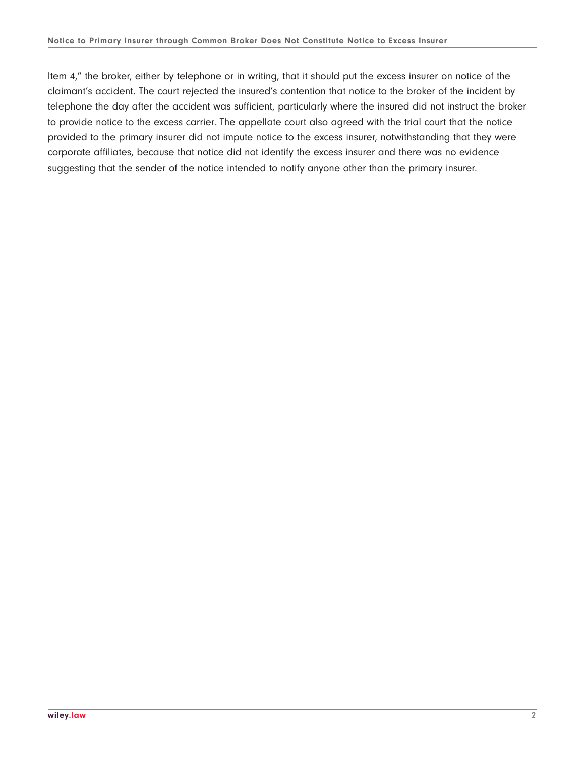Item 4," the broker, either by telephone or in writing, that it should put the excess insurer on notice of the claimant's accident. The court rejected the insured's contention that notice to the broker of the incident by telephone the day after the accident was sufficient, particularly where the insured did not instruct the broker to provide notice to the excess carrier. The appellate court also agreed with the trial court that the notice provided to the primary insurer did not impute notice to the excess insurer, notwithstanding that they were corporate affiliates, because that notice did not identify the excess insurer and there was no evidence suggesting that the sender of the notice intended to notify anyone other than the primary insurer.